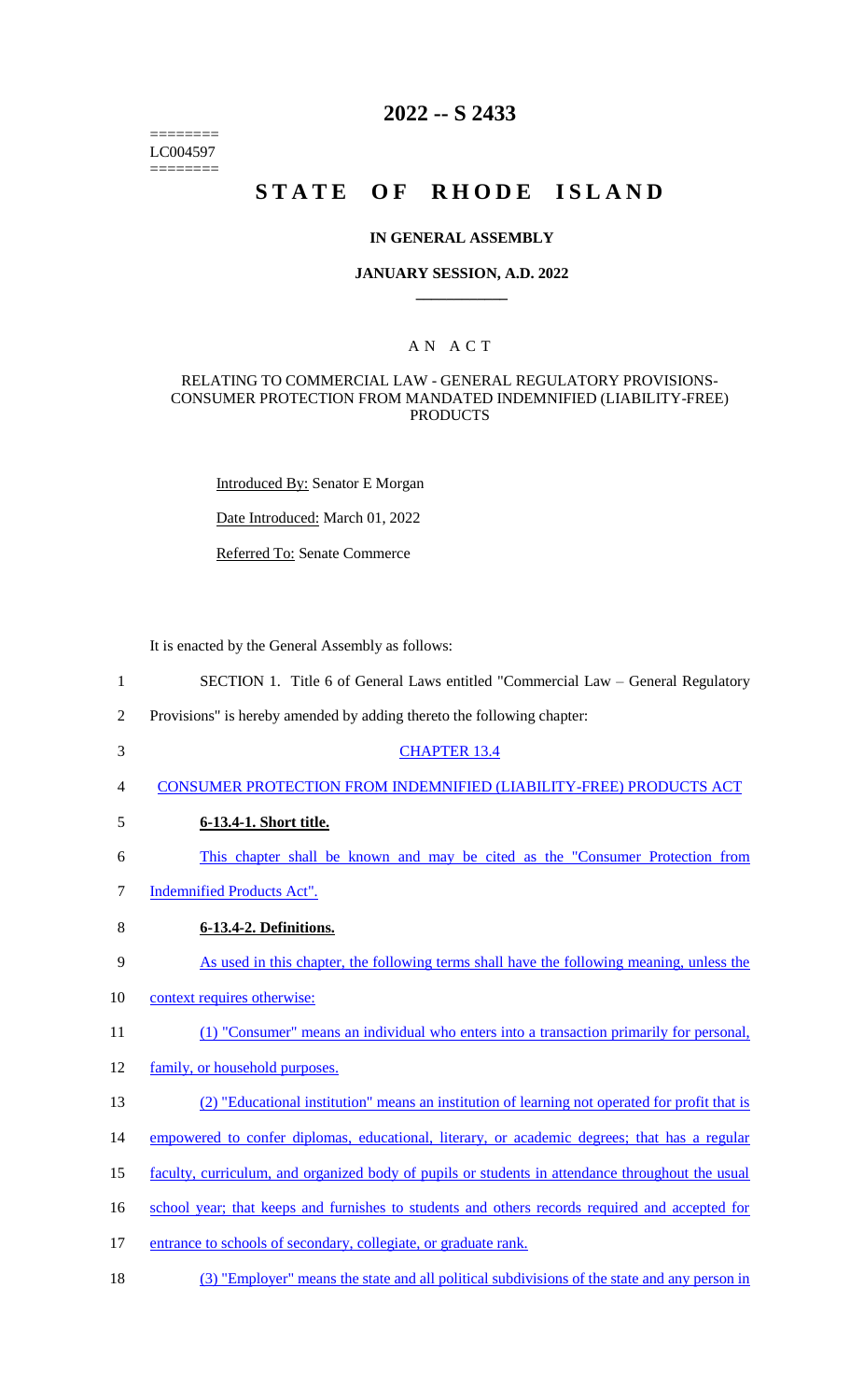========
LC004597
========

# 2022 -- S 2433

# STATE OF RHODE ISLAND

## IN GENERAL ASSEMBLY

### JANUARY SESSION, A.D. 2022

## A N A C T

RELATING TO COMMERCIAL LAW - GENERAL REGULATORY PROVISIONS-CONSUMER PROTECTION FROM MANDATED INDEMNIFIED (LIABILITY-FREE) PRODUCTS

Introduced By: Senator E Morgan

Date Introduced: March 01, 2022

Referred To: Senate Commerce

It is enacted by the General Assembly as follows:

1 SECTION 1. Title 6 of General Laws entitled "Commercial Law – General Regulatory
2 Provisions" is hereby amended by adding thereto the following chapter:

3 CHAPTER 13.4

4 CONSUMER PROTECTION FROM INDEMNIFIED (LIABILITY-FREE) PRODUCTS ACT

5 **6-13.4-1. Short title.**

6 This chapter shall be known and may be cited as the "Consumer Protection from
7 Indemnified Products Act".

8 **6-13.4-2. Definitions.**

9 As used in this chapter, the following terms shall have the following meaning, unless the
10 context requires otherwise:

11 (1) "Consumer" means an individual who enters into a transaction primarily for personal,
12 family, or household purposes.

13 (2) "Educational institution" means an institution of learning not operated for profit that is
14 empowered to confer diplomas, educational, literary, or academic degrees; that has a regular
15 faculty, curriculum, and organized body of pupils or students in attendance throughout the usual
16 school year; that keeps and furnishes to students and others records required and accepted for
17 entrance to schools of secondary, collegiate, or graduate rank.

18 (3) "Employer" means the state and all political subdivisions of the state and any person in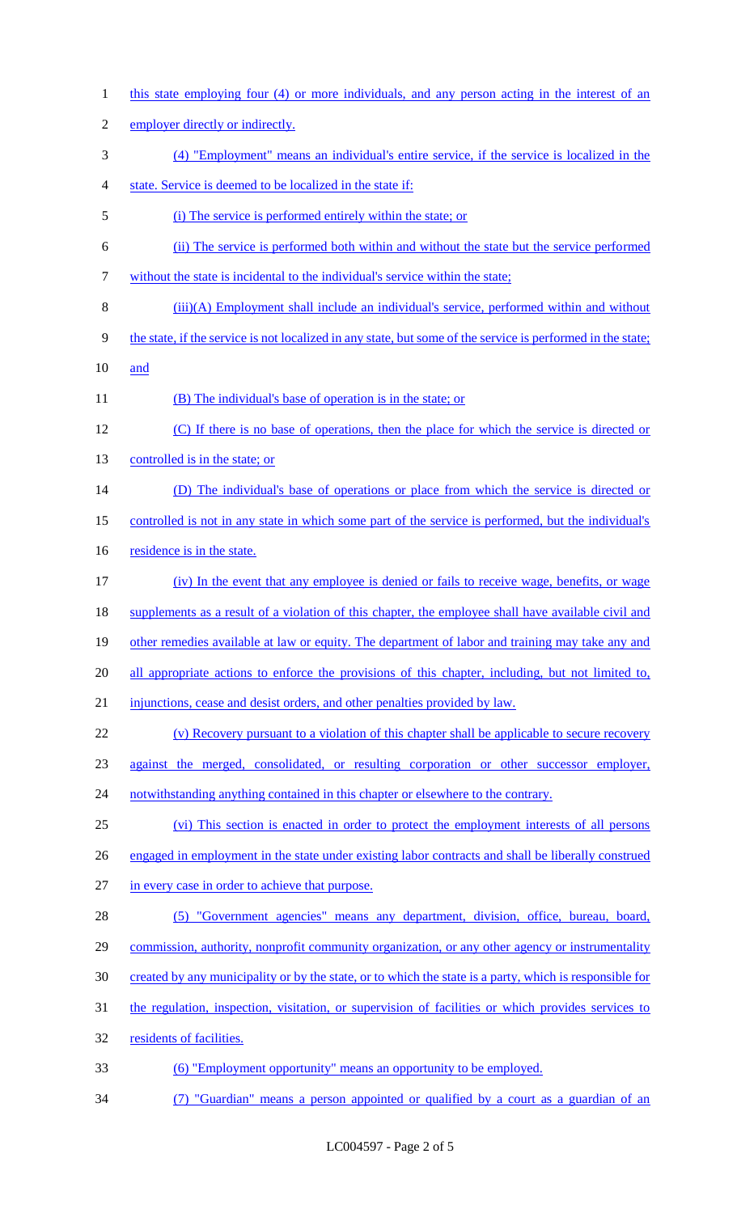this state employing four (4) or more individuals, and any person acting in the interest of an employer directly or indirectly.

(4) "Employment" means an individual's entire service, if the service is localized in the state. Service is deemed to be localized in the state if:

(i) The service is performed entirely within the state; or

(ii) The service is performed both within and without the state but the service performed without the state is incidental to the individual's service within the state;

(iii)(A) Employment shall include an individual's service, performed within and without the state, if the service is not localized in any state, but some of the service is performed in the state; and

(B) The individual's base of operation is in the state; or

(C) If there is no base of operations, then the place for which the service is directed or controlled is in the state; or

(D) The individual's base of operations or place from which the service is directed or controlled is not in any state in which some part of the service is performed, but the individual's residence is in the state.

(iv) In the event that any employee is denied or fails to receive wage, benefits, or wage supplements as a result of a violation of this chapter, the employee shall have available civil and other remedies available at law or equity. The department of labor and training may take any and all appropriate actions to enforce the provisions of this chapter, including, but not limited to, injunctions, cease and desist orders, and other penalties provided by law.

(v) Recovery pursuant to a violation of this chapter shall be applicable to secure recovery against the merged, consolidated, or resulting corporation or other successor employer, notwithstanding anything contained in this chapter or elsewhere to the contrary.

(vi) This section is enacted in order to protect the employment interests of all persons engaged in employment in the state under existing labor contracts and shall be liberally construed in every case in order to achieve that purpose.

(5) "Government agencies" means any department, division, office, bureau, board, commission, authority, nonprofit community organization, or any other agency or instrumentality created by any municipality or by the state, or to which the state is a party, which is responsible for the regulation, inspection, visitation, or supervision of facilities or which provides services to residents of facilities.

(6) "Employment opportunity" means an opportunity to be employed.

(7) "Guardian" means a person appointed or qualified by a court as a guardian of an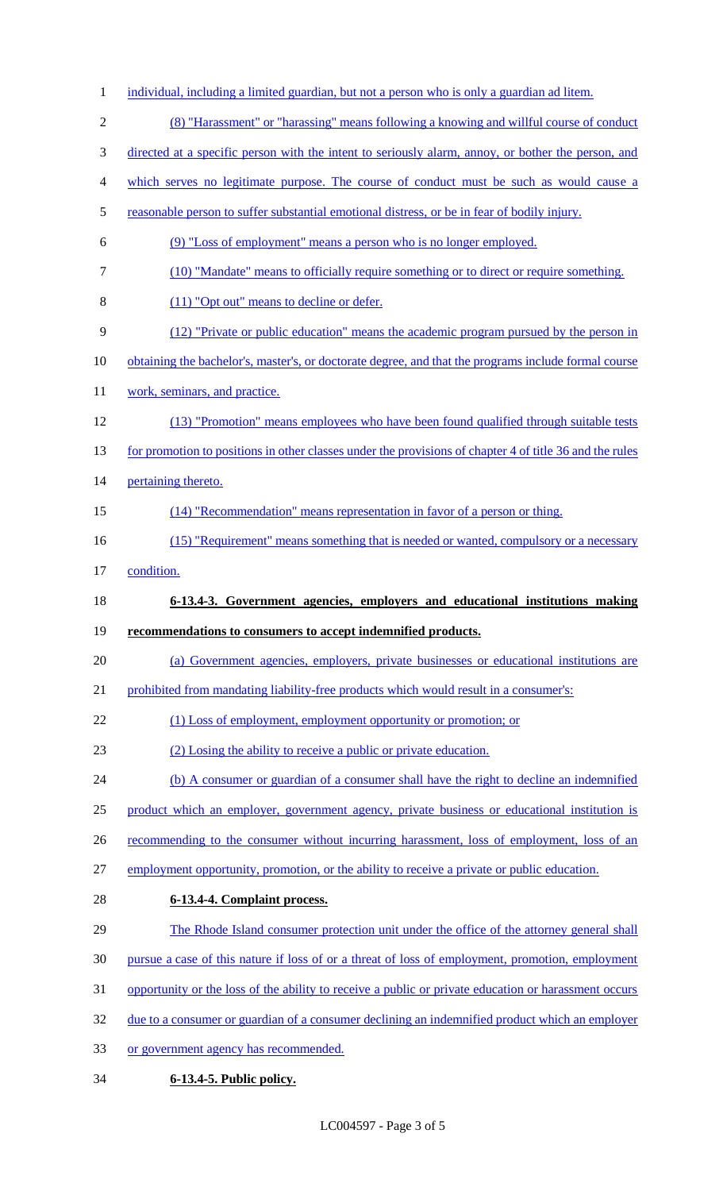individual, including a limited guardian, but not a person who is only a guardian ad litem.

(8) "Harassment" or "harassing" means following a knowing and willful course of conduct directed at a specific person with the intent to seriously alarm, annoy, or bother the person, and which serves no legitimate purpose. The course of conduct must be such as would cause a reasonable person to suffer substantial emotional distress, or be in fear of bodily injury.

(9) "Loss of employment" means a person who is no longer employed.

(10) "Mandate" means to officially require something or to direct or require something.

(11) "Opt out" means to decline or defer.

(12) "Private or public education" means the academic program pursued by the person in obtaining the bachelor's, master's, or doctorate degree, and that the programs include formal course work, seminars, and practice.

(13) "Promotion" means employees who have been found qualified through suitable tests for promotion to positions in other classes under the provisions of chapter 4 of title 36 and the rules pertaining thereto.

(14) "Recommendation" means representation in favor of a person or thing.

(15) "Requirement" means something that is needed or wanted, compulsory or a necessary condition.

**6-13.4-3. Government agencies, employers and educational institutions making recommendations to consumers to accept indemnified products.**

(a) Government agencies, employers, private businesses or educational institutions are prohibited from mandating liability-free products which would result in a consumer's:

(1) Loss of employment, employment opportunity or promotion; or

(2) Losing the ability to receive a public or private education.

(b) A consumer or guardian of a consumer shall have the right to decline an indemnified product which an employer, government agency, private business or educational institution is recommending to the consumer without incurring harassment, loss of employment, loss of an employment opportunity, promotion, or the ability to receive a private or public education.

**6-13.4-4. Complaint process.**

The Rhode Island consumer protection unit under the office of the attorney general shall pursue a case of this nature if loss of or a threat of loss of employment, promotion, employment opportunity or the loss of the ability to receive a public or private education or harassment occurs due to a consumer or guardian of a consumer declining an indemnified product which an employer or government agency has recommended.

**6-13.4-5. Public policy.**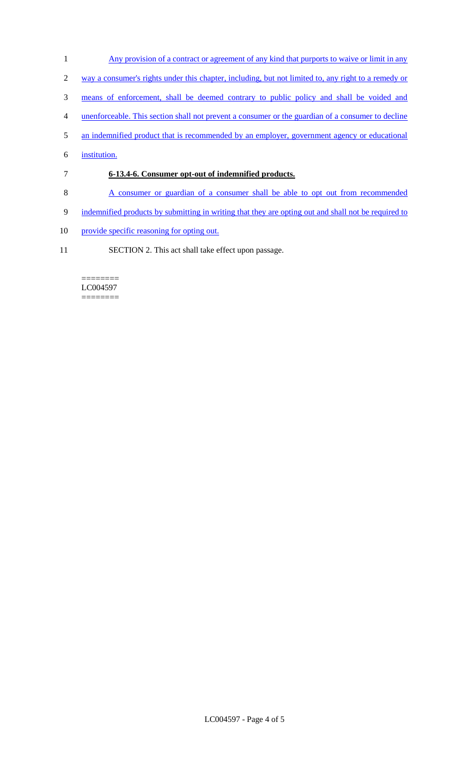Any provision of a contract or agreement of any kind that purports to waive or limit in any way a consumer's rights under this chapter, including, but not limited to, any right to a remedy or means of enforcement, shall be deemed contrary to public policy and shall be voided and unenforceable. This section shall not prevent a consumer or the guardian of a consumer to decline an indemnified product that is recommended by an employer, government agency or educational institution.

**6-13.4-6. Consumer opt-out of indemnified products.**

A consumer or guardian of a consumer shall be able to opt out from recommended indemnified products by submitting in writing that they are opting out and shall not be required to provide specific reasoning for opting out.

SECTION 2. This act shall take effect upon passage.

========
LC004597
========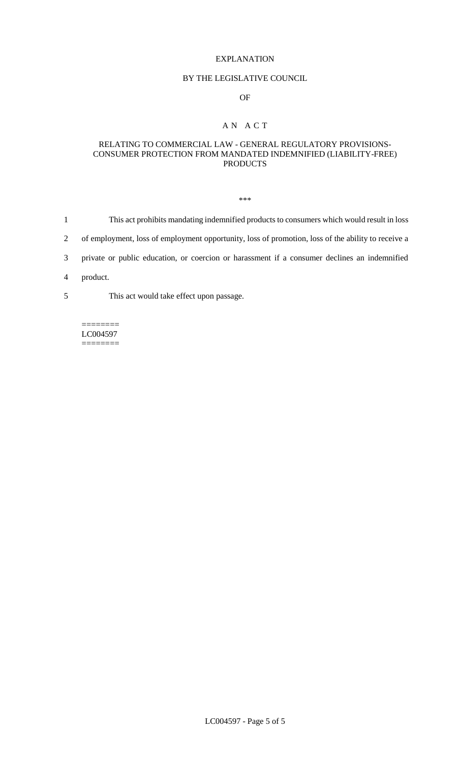EXPLANATION

BY THE LEGISLATIVE COUNCIL

OF

A N A C T

RELATING TO COMMERCIAL LAW - GENERAL REGULATORY PROVISIONS-CONSUMER PROTECTION FROM MANDATED INDEMNIFIED (LIABILITY-FREE) PRODUCTS

\*\*\*

1 This act prohibits mandating indemnified products to consumers which would result in loss
2 of employment, loss of employment opportunity, loss of promotion, loss of the ability to receive a
3 private or public education, or coercion or harassment if a consumer declines an indemnified
4 product.
5 This act would take effect upon passage.

========
LC004597
========